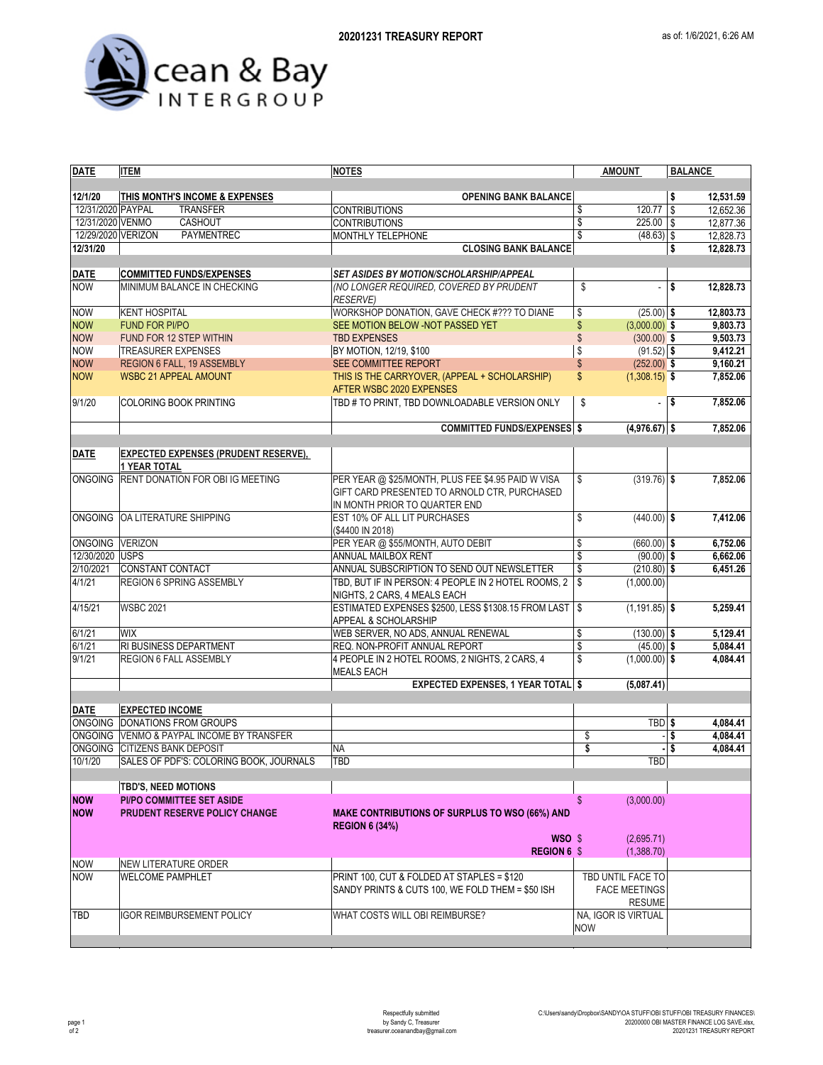# 20201231 TREASURY REPORT

as of: 1/6/2021, 6:26 AM

Ocean & Bay INTERGROUP

| DATE | ITEM | NOTES | AMOUNT | BALANCE |
|---|---|---|---|---|
| **12/1/20** | **THIS MONTH'S INCOME & EXPENSES** | **OPENING BANK BALANCE** | | **$ 12,531.59** |
| 12/31/2020 | PAYPAL TRANSFER | CONTRIBUTIONS | $ 120.77 | $ 12,652.36 |
| 12/31/2020 | VENMO CASHOUT | CONTRIBUTIONS | $ 225.00 | $ 12,877.36 |
| 12/29/2020 | VERIZON PAYMENTREC | MONTHLY TELEPHONE | $ (48.63) | $ 12,828.73 |
| **12/31/20** | | **CLOSING BANK BALANCE** | | **$ 12,828.73** |
| | | | | |
| **DATE** | **COMMITTED FUNDS/EXPENSES** | ***SET ASIDES BY MOTION/SCHOLARSHIP/APPEAL*** | | |
| NOW | MINIMUM BALANCE IN CHECKING | *(NO LONGER REQUIRED, COVERED BY PRUDENT RESERVE)* | $ - | **$ 12,828.73** |
| NOW | KENT HOSPITAL | WORKSHOP DONATION, GAVE CHECK #??? TO DIANE | $ (25.00) | **$ 12,803.73** |
| NOW | FUND FOR PI/PO | SEE MOTION BELOW -NOT PASSED YET | $ (3,000.00) | **$ 9,803.73** |
| NOW | FUND FOR 12 STEP WITHIN | TBD EXPENSES | $ (300.00) | **$ 9,503.73** |
| NOW | TREASURER EXPENSES | BY MOTION, 12/19, $100 | $ (91.52) | **$ 9,412.21** |
| NOW | REGION 6 FALL, 19 ASSEMBLY | SEE COMMITTEE REPORT | $ (252.00) | **$ 9,160.21** |
| NOW | WSBC 21 APPEAL AMOUNT | THIS IS THE CARRYOVER, (APPEAL + SCHOLARSHIP) AFTER WSBC 2020 EXPENSES | $ (1,308.15) | **$ 7,852.06** |
| 9/1/20 | COLORING BOOK PRINTING | TBD # TO PRINT, TBD DOWNLOADABLE VERSION ONLY | $ - | **$ 7,852.06** |
| | | **COMMITTED FUNDS/EXPENSES** | **$ (4,976.67)** | **$ 7,852.06** |
| | | | | |
| **DATE** | **EXPECTED EXPENSES (PRUDENT RESERVE), 1 YEAR TOTAL** | | | |
| ONGOING | RENT DONATION FOR OBI IG MEETING | PER YEAR @ $25/MONTH, PLUS FEE $4.95 PAID W VISA GIFT CARD PRESENTED TO ARNOLD CTR, PURCHASED IN MONTH PRIOR TO QUARTER END | $ (319.76) | **$ 7,852.06** |
| ONGOING | OA LITERATURE SHIPPING | EST 10% OF ALL LIT PURCHASES ($4400 IN 2018) | $ (440.00) | **$ 7,412.06** |
| ONGOING | VERIZON | PER YEAR @ $55/MONTH, AUTO DEBIT | $ (660.00) | **$ 6,752.06** |
| 12/30/2020 | USPS | ANNUAL MAILBOX RENT | $ (90.00) | **$ 6,662.06** |
| 2/10/2021 | CONSTANT CONTACT | ANNUAL SUBSCRIPTION TO SEND OUT NEWSLETTER | $ (210.80) | **$ 6,451.26** |
| 4/1/21 | REGION 6 SPRING ASSEMBLY | TBD, BUT IF IN PERSON: 4 PEOPLE IN 2 HOTEL ROOMS, 2 NIGHTS, 2 CARS, 4 MEALS EACH | $ (1,000.00) | |
| 4/15/21 | WSBC 2021 | ESTIMATED EXPENSES $2500, LESS $1308.15 FROM LAST APPEAL & SCHOLARSHIP | $ (1,191.85) | **$ 5,259.41** |
| 6/1/21 | WIX | WEB SERVER, NO ADS, ANNUAL RENEWAL | $ (130.00) | **$ 5,129.41** |
| 6/1/21 | RI BUSINESS DEPARTMENT | REQ. NON-PROFIT ANNUAL REPORT | $ (45.00) | **$ 5,084.41** |
| 9/1/21 | REGION 6 FALL ASSEMBLY | 4 PEOPLE IN 2 HOTEL ROOMS, 2 NIGHTS, 2 CARS, 4 MEALS EACH | $ (1,000.00) | **$ 4,084.41** |
| | | **EXPECTED EXPENSES, 1 YEAR TOTAL** | **$ (5,087.41)** | |
| | | | | |
| **DATE** | **EXPECTED INCOME** | | | |
| ONGOING | DONATIONS FROM GROUPS | | TBD | **$ 4,084.41** |
| ONGOING | VENMO & PAYPAL INCOME BY TRANSFER | | $ - | **$ 4,084.41** |
| ONGOING | CITIZENS BANK DEPOSIT | NA | **$ -** | **$ 4,084.41** |
| 10/1/20 | SALES OF PDF'S: COLORING BOOK, JOURNALS | TBD | TBD | |
| | | | | |
| | **TBD'S, NEED MOTIONS** | | | |
| **NOW** | **PI/PO COMMITTEE SET ASIDE** | | $ (3,000.00) | |
| **NOW** | **PRUDENT RESERVE POLICY CHANGE** | **MAKE CONTRIBUTIONS OF SURPLUS TO WSO (66%) AND REGION 6 (34%)** | | |
| | | **WSO** | $ (2,695.71) | |
| | | **REGION 6** | $ (1,388.70) | |
| NOW | NEW LITERATURE ORDER | | | |
| NOW | WELCOME PAMPHLET | PRINT 100, CUT & FOLDED AT STAPLES = $120 SANDY PRINTS & CUTS 100, WE FOLD THEM = $50 ISH | TBD UNTIL FACE TO FACE MEETINGS RESUME | |
| TBD | IGOR REIMBURSEMENT POLICY | WHAT COSTS WILL OBI REIMBURSE? | NA, IGOR IS VIRTUAL NOW | |

Respectfully submitted
by Sandy C, Treasurer
treasurer.oceanandbay@gmail.com

C:\Users\sandy\Dropbox\SANDY\OA STUFF\OBI STUFF\OBI TREASURY FINANCES\20200000 OBI MASTER FINANCE LOG SAVE.xlsx, 20201231 TREASURY REPORT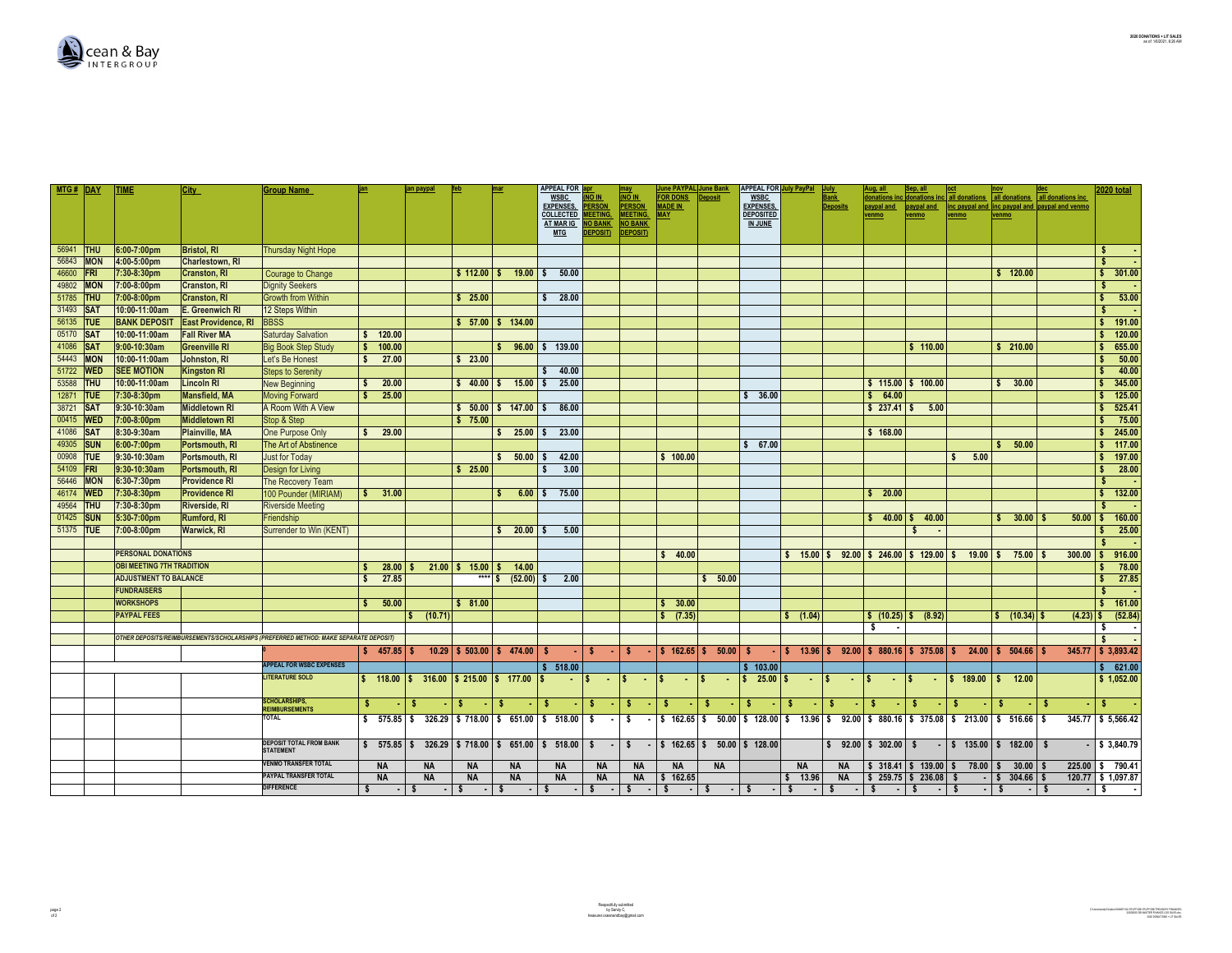Ocean & Bay INTERGROUP

**2020 DONATIONS + LIT SALES**
as of 1/6/2021, 6:26 AM

| MTG # | DAY | TIME | City | Group Name | jan | jan paypal | feb | mar | APPEAL FOR WSBC EXPENSES, COLLECTED AT MAR IG MTG | apr (NO IN PERSON MEETING, NO BANK DEPOSIT) | may (NO IN PERSON MEETING, NO BANK DEPOSIT) | June PAYPAL FOR DONS MADE IN MAY | June Bank Deposit | APPEAL FOR WSBC EXPENSES, DEPOSITED IN JUNE | July PayPal | July Bank Deposits | Aug, all donations inc paypal and venmo | Sep, all donations inc paypal and venmo | oct all donations inc paypal and venmo | nov all donations inc paypal and venmo | dec all donations inc paypal and venmo | 2020 total |
|---|---|---|---|---|---|---|---|---|---|---|---|---|---|---|---|---|---|---|---|---|---|---|
| 56941 | THU | 6:00-7:00pm | Bristol, RI | Thursday Night Hope | | | | | | | | | | | | | | | | | | $ - |
| 56843 | MON | 4:00-5:00pm | Charlestown, RI | | | | | | | | | | | | | | | | | | | $ - |
| 46600 | FRI | 7:30-8:30pm | Cranston, RI | Courage to Change | | | $ 112.00 | $ 19.00 | $ 50.00 | | | | | | | | | | | $ 120.00 | | $ 301.00 |
| 49802 | MON | 7:00-8:00pm | Cranston, RI | Dignity Seekers | | | | | | | | | | | | | | | | | | $ - |
| 51785 | THU | 7:00-8:00pm | Cranston, RI | Growth from Within | | | $ 25.00 | | $ 28.00 | | | | | | | | | | | | | $ 53.00 |
| 31493 | SAT | 10:00-11:00am | E. Greenwich RI | 12 Steps Within | | | | | | | | | | | | | | | | | | $ - |
| 56135 | TUE | BANK DEPOSIT | East Providence, RI | BBSS | | | $ 57.00 | $ 134.00 | | | | | | | | | | | | | | $ 191.00 |
| 05170 | SAT | 10:00-11:00am | Fall River MA | Saturday Salvation | $ 120.00 | | | | | | | | | | | | | | | | | $ 120.00 |
| 41086 | SAT | 9:00-10:30am | Greenville RI | Big Book Step Study | $ 100.00 | | | $ 96.00 | $ 139.00 | | | | | | | | | $ 110.00 | | $ 210.00 | | $ 655.00 |
| 54443 | MON | 10:00-11:00am | Johnston, RI | Let's Be Honest | $ 27.00 | | $ 23.00 | | | | | | | | | | | | | | | $ 50.00 |
| 51722 | WED | SEE MOTION | Kingston RI | Steps to Serenity | | | | | $ 40.00 | | | | | | | | | | | | | $ 40.00 |
| 53588 | THU | 10:00-11:00am | Lincoln RI | New Beginning | $ 20.00 | | $ 40.00 | $ 15.00 | $ 25.00 | | | | | | | | $ 115.00 | $ 100.00 | | $ 30.00 | | $ 345.00 |
| 12871 | TUE | 7:30-8:30pm | Mansfield, MA | Moving Forward | $ 25.00 | | | | | | | | | $ 36.00 | | | $ 64.00 | | | | | $ 125.00 |
| 38721 | SAT | 9:30-10:30am | Middletown RI | A Room With A View | | | $ 50.00 | $ 147.00 | $ 86.00 | | | | | | | | $ 237.41 | $ 5.00 | | | | $ 525.41 |
| 00415 | WED | 7:00-8:00pm | Middletown RI | Stop & Step | | | $ 75.00 | | | | | | | | | | | | | | | $ 75.00 |
| 41086 | SAT | 8:30-9:30am | Plainville, MA | One Purpose Only | $ 29.00 | | | $ 25.00 | $ 23.00 | | | | | | | | $ 168.00 | | | | | $ 245.00 |
| 49305 | SUN | 6:00-7:00pm | Portsmouth, RI | The Art of Abstinence | | | | | | | | | | $ 67.00 | | | | | | $ 50.00 | | $ 117.00 |
| 00908 | TUE | 9:30-10:30am | Portsmouth, RI | Just for Today | | | | $ 50.00 | $ 42.00 | | | $ 100.00 | | | | | | | $ 5.00 | | | $ 197.00 |
| 54109 | FRI | 9:30-10:30am | Portsmouth, RI | Design for Living | | | $ 25.00 | | $ 3.00 | | | | | | | | | | | | | $ 28.00 |
| 56446 | MON | 6:30-7:30pm | Providence RI | The Recovery Team | | | | | | | | | | | | | | | | | | $ - |
| 46174 | WED | 7:30-8:30pm | Providence RI | 100 Pounder (MIRIAM) | $ 31.00 | | | $ 6.00 | $ 75.00 | | | | | | | | $ 20.00 | | | | | $ 132.00 |
| 49564 | THU | 7:30-8:30pm | Riverside, RI | Riverside Meeting | | | | | | | | | | | | | | | | | | $ - |
| 01425 | SUN | 5:30-7:00pm | Rumford, RI | Friendship | | | | | | | | | | | | | $ 40.00 | $ 40.00 | | $ 30.00 | $ 50.00 | $ 160.00 |
| 51375 | TUE | 7:00-8:00pm | Warwick, RI | Surrender to Win (KENT) | | | | $ 20.00 | $ 5.00 | | | | | | | | | $ - | | | | $ 25.00 |
| | | | | | | | | | | | | | | | | | | | | | | $ - |
| | | PERSONAL DONATIONS | | | | | | | | | | $ 40.00 | | | $ 15.00 | $ 92.00 | $ 246.00 | $ 129.00 | $ 19.00 | $ 75.00 | $ 300.00 | $ 916.00 |
| | | OBI MEETING 7TH TRADITION | | | $ 28.00 | $ 21.00 | $ 15.00 | $ 14.00 | | | | | | | | | | | | | | $ 78.00 |
| | | ADJUSTMENT TO BALANCE | | | $ 27.85 | | **** | $ (52.00) | $ 2.00 | | | | $ 50.00 | | | | | | | | | $ 27.85 |
| | | FUNDRAISERS | | | | | | | | | | | | | | | | | | | | $ - |
| | | WORKSHOPS | | | $ 50.00 | | $ 81.00 | | | | | $ 30.00 | | | | | | | | | | $ 161.00 |
| | | PAYPAL FEES | | | | $ (10.71) | | | | | | $ (7.35) | | | $ (1.04) | | $ (10.25) | $ (8.92) | | $ (10.34) | $ (4.23) | $ (52.84) |
| | | | | | | | | | | | | | | | | | $ - | | | | | $ - |
| | | OTHER DEPOSITS/REIMBURSEMENTS/SCHOLARSHIPS (PREFERRED METHOD: MAKE SEPARATE DEPOSIT) | | | | | | | | | | | | | | | | | | | | $ - |
| | | | | 0 | $ 457.85 | $ 10.29 | $ 503.00 | $ 474.00 | $ - | $ - | $ - | $ 162.65 | $ 50.00 | $ - | $ 13.96 | $ 92.00 | $ 880.16 | $ 375.08 | $ 24.00 | $ 504.66 | $ 345.77 | $ 3,893.42 |
| | | | | APPEAL FOR WSBC EXPENSES | | | | | $ 518.00 | | | | | $ 103.00 | | | | | | | | $ 621.00 |
| | | | | LITERATURE SOLD | $ 118.00 | $ 316.00 | $ 215.00 | $ 177.00 | $ - | $ - | $ - | $ - | $ - | $ 25.00 | $ - | $ - | $ - | $ - | $ 189.00 | $ 12.00 | | $ 1,052.00 |
| | | | | SCHOLARSHIPS, REIMBURSEMENTS | $ - | $ - | $ - | $ - | $ - | $ - | $ - | $ - | $ - | $ - | $ - | $ - | $ - | $ - | $ - | $ - | $ - | $ - |
| | | | | TOTAL | $ 575.85 | $ 326.29 | $ 718.00 | $ 651.00 | $ 518.00 | $ - | $ - | $ 162.65 | $ 50.00 | $ 128.00 | $ 13.96 | $ 92.00 | $ 880.16 | $ 375.08 | $ 213.00 | $ 516.66 | $ 345.77 | $ 5,566.42 |
| | | | | DEPOSIT TOTAL FROM BANK STATEMENT | $ 575.85 | $ 326.29 | $ 718.00 | $ 651.00 | $ 518.00 | $ - | $ - | $ 162.65 | $ 50.00 | $ 128.00 | | $ 92.00 | $ 302.00 | $ - | $ 135.00 | $ 182.00 | $ - | $ 3,840.79 |
| | | | | VENMO TRANSFER TOTAL | NA | NA | NA | NA | NA | NA | NA | NA | NA | | NA | NA | $ 318.41 | $ 139.00 | $ 78.00 | $ 30.00 | $ 225.00 | $ 790.41 |
| | | | | PAYPAL TRANSFER TOTAL | NA | NA | NA | NA | NA | NA | NA | $ 162.65 | | | $ 13.96 | NA | $ 259.75 | $ 236.08 | $ - | $ 304.66 | $ 120.77 | $ 1,097.87 |
| | | | | DIFFERENCE | $ - | $ - | $ - | $ - | $ - | $ - | $ - | $ - | $ - | $ - | $ - | $ - | $ - | $ - | $ - | $ - | $ - | $ - |

Respectfully submitted
by Sandy C.
treasurer.oceanandbay@gmail.com